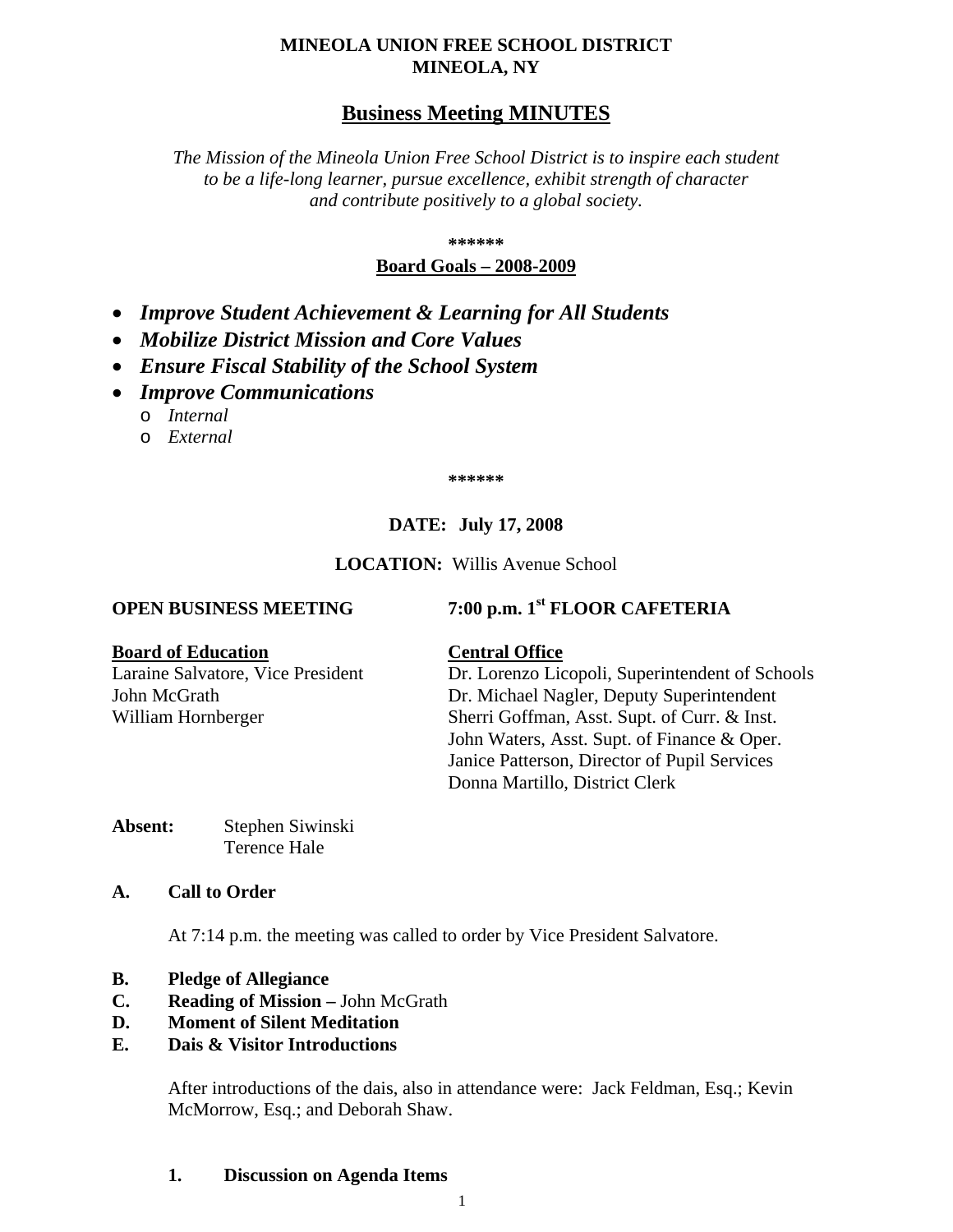**MINEOLA UNION FREE SCHOOL DISTRICT**
**MINEOLA, NY**

# Business Meeting MINUTES

*The Mission of the Mineola Union Free School District is to inspire each student to be a life-long learner, pursue excellence, exhibit strength of character and contribute positively to a global society.*

**\*\*\*\*\*\***

## Board Goals – 2008-2009

- ***Improve Student Achievement & Learning for All Students***
- ***Mobilize District Mission and Core Values***
- ***Ensure Fiscal Stability of the School System***
- ***Improve Communications***
  - *Internal*
  - *External*

**\*\*\*\*\*\***

**DATE: July 17, 2008**

**LOCATION:** Willis Avenue School

**OPEN BUSINESS MEETING** **7:00 p.m. 1st FLOOR CAFETERIA**

**Board of Education**
Laraine Salvatore, Vice President
John McGrath
William Hornberger

**Central Office**
Dr. Lorenzo Licopoli, Superintendent of Schools
Dr. Michael Nagler, Deputy Superintendent
Sherri Goffman, Asst. Supt. of Curr. & Inst.
John Waters, Asst. Supt. of Finance & Oper.
Janice Patterson, Director of Pupil Services
Donna Martillo, District Clerk

**Absent:** Stephen Siwinski
Terence Hale

**A. Call to Order**

At 7:14 p.m. the meeting was called to order by Vice President Salvatore.

**B. Pledge of Allegiance**
**C. Reading of Mission –** John McGrath
**D. Moment of Silent Meditation**
**E. Dais & Visitor Introductions**

After introductions of the dais, also in attendance were: Jack Feldman, Esq.; Kevin McMorrow, Esq.; and Deborah Shaw.

**1. Discussion on Agenda Items**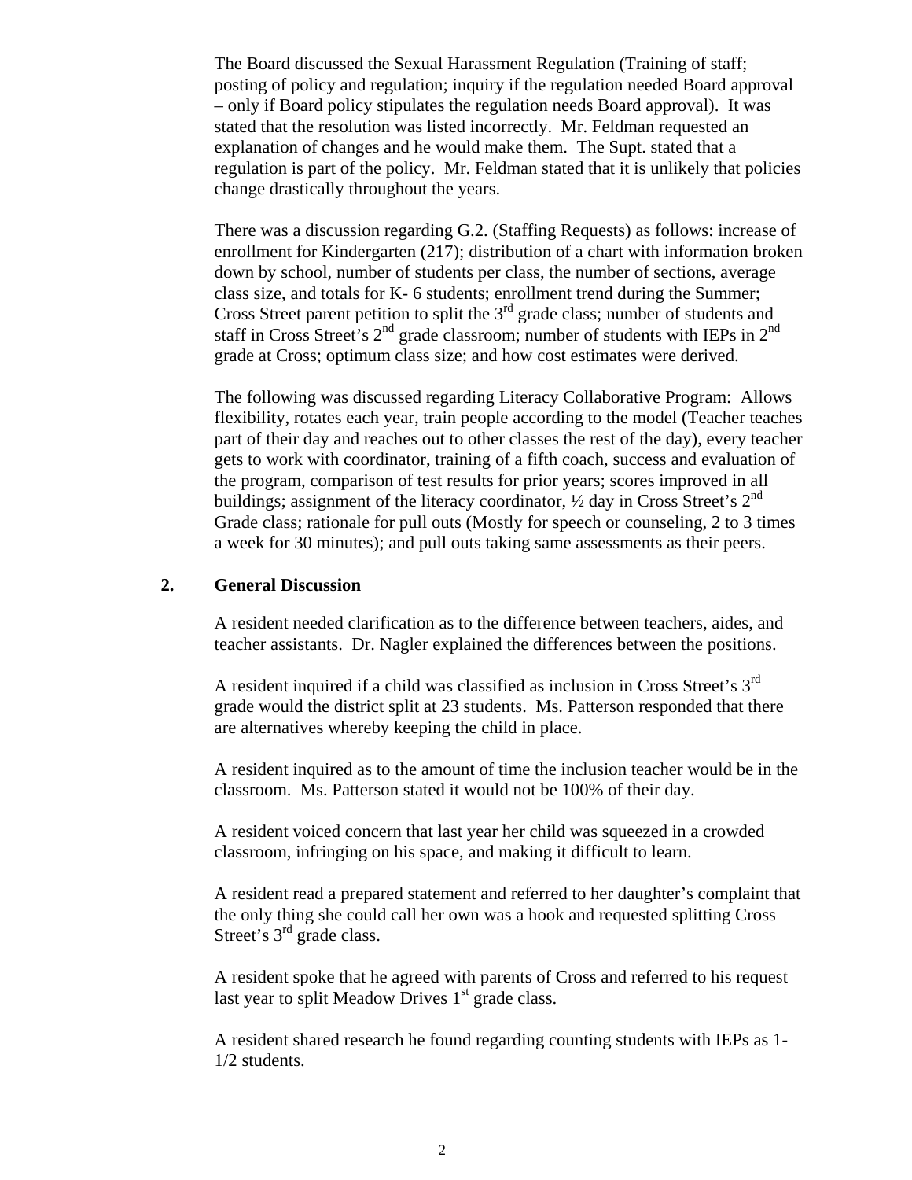The Board discussed the Sexual Harassment Regulation (Training of staff; posting of policy and regulation; inquiry if the regulation needed Board approval – only if Board policy stipulates the regulation needs Board approval). It was stated that the resolution was listed incorrectly. Mr. Feldman requested an explanation of changes and he would make them. The Supt. stated that a regulation is part of the policy. Mr. Feldman stated that it is unlikely that policies change drastically throughout the years.

There was a discussion regarding G.2. (Staffing Requests) as follows: increase of enrollment for Kindergarten (217); distribution of a chart with information broken down by school, number of students per class, the number of sections, average class size, and totals for K- 6 students; enrollment trend during the Summer; Cross Street parent petition to split the 3rd grade class; number of students and staff in Cross Street's 2nd grade classroom; number of students with IEPs in 2nd grade at Cross; optimum class size; and how cost estimates were derived.

The following was discussed regarding Literacy Collaborative Program: Allows flexibility, rotates each year, train people according to the model (Teacher teaches part of their day and reaches out to other classes the rest of the day), every teacher gets to work with coordinator, training of a fifth coach, success and evaluation of the program, comparison of test results for prior years; scores improved in all buildings; assignment of the literacy coordinator, ½ day in Cross Street's 2nd Grade class; rationale for pull outs (Mostly for speech or counseling, 2 to 3 times a week for 30 minutes); and pull outs taking same assessments as their peers.

## 2. General Discussion

A resident needed clarification as to the difference between teachers, aides, and teacher assistants. Dr. Nagler explained the differences between the positions.

A resident inquired if a child was classified as inclusion in Cross Street's 3rd grade would the district split at 23 students. Ms. Patterson responded that there are alternatives whereby keeping the child in place.

A resident inquired as to the amount of time the inclusion teacher would be in the classroom. Ms. Patterson stated it would not be 100% of their day.

A resident voiced concern that last year her child was squeezed in a crowded classroom, infringing on his space, and making it difficult to learn.

A resident read a prepared statement and referred to her daughter's complaint that the only thing she could call her own was a hook and requested splitting Cross Street's 3rd grade class.

A resident spoke that he agreed with parents of Cross and referred to his request last year to split Meadow Drives 1st grade class.

A resident shared research he found regarding counting students with IEPs as 1-1/2 students.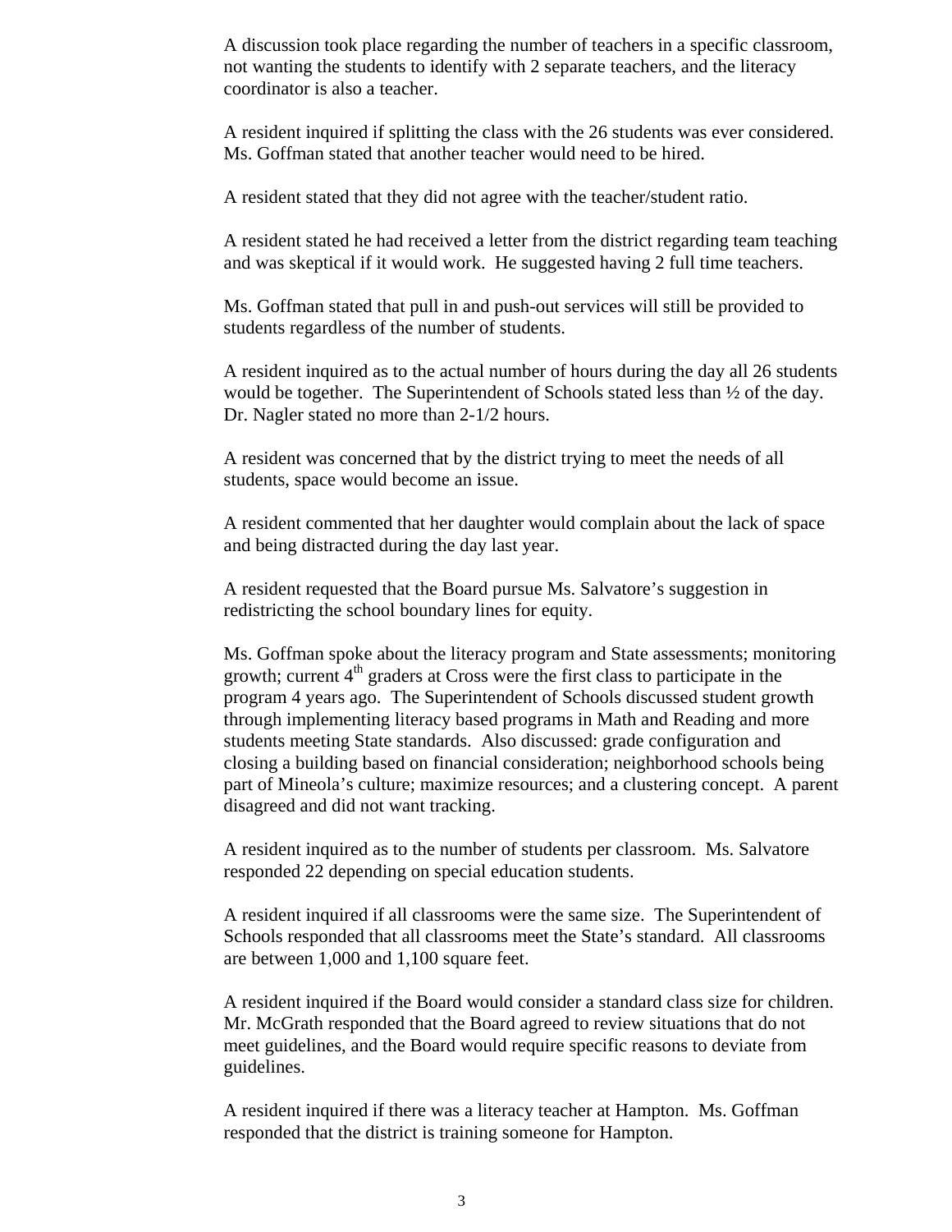A discussion took place regarding the number of teachers in a specific classroom, not wanting the students to identify with 2 separate teachers, and the literacy coordinator is also a teacher.

A resident inquired if splitting the class with the 26 students was ever considered. Ms. Goffman stated that another teacher would need to be hired.

A resident stated that they did not agree with the teacher/student ratio.

A resident stated he had received a letter from the district regarding team teaching and was skeptical if it would work. He suggested having 2 full time teachers.

Ms. Goffman stated that pull in and push-out services will still be provided to students regardless of the number of students.

A resident inquired as to the actual number of hours during the day all 26 students would be together. The Superintendent of Schools stated less than ½ of the day. Dr. Nagler stated no more than 2-1/2 hours.

A resident was concerned that by the district trying to meet the needs of all students, space would become an issue.

A resident commented that her daughter would complain about the lack of space and being distracted during the day last year.

A resident requested that the Board pursue Ms. Salvatore's suggestion in redistricting the school boundary lines for equity.

Ms. Goffman spoke about the literacy program and State assessments; monitoring growth; current 4th graders at Cross were the first class to participate in the program 4 years ago. The Superintendent of Schools discussed student growth through implementing literacy based programs in Math and Reading and more students meeting State standards. Also discussed: grade configuration and closing a building based on financial consideration: neighborhood schools being part of Mineola's culture; maximize resources; and a clustering concept. A parent disagreed and did not want tracking.

A resident inquired as to the number of students per classroom. Ms. Salvatore responded 22 depending on special education students.

A resident inquired if all classrooms were the same size. The Superintendent of Schools responded that all classrooms meet the State's standard. All classrooms are between 1,000 and 1,100 square feet.

A resident inquired if the Board would consider a standard class size for children. Mr. McGrath responded that the Board agreed to review situations that do not meet guidelines, and the Board would require specific reasons to deviate from guidelines.

A resident inquired if there was a literacy teacher at Hampton. Ms. Goffman responded that the district is training someone for Hampton.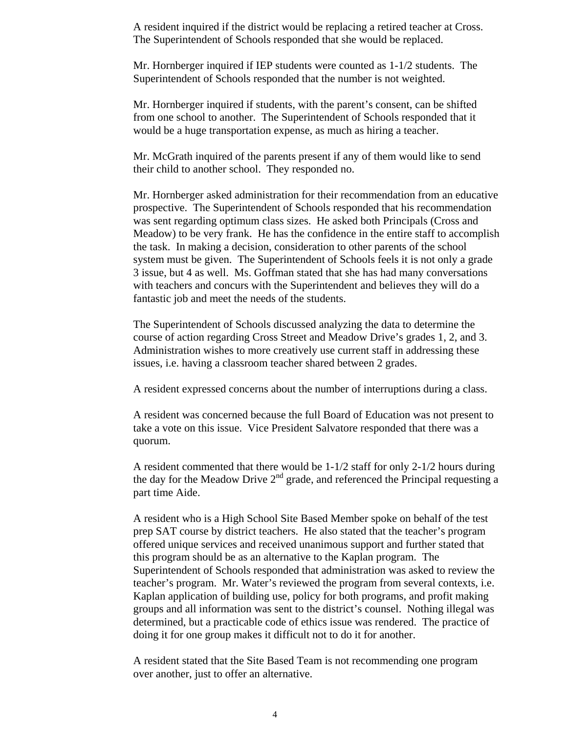A resident inquired if the district would be replacing a retired teacher at Cross. The Superintendent of Schools responded that she would be replaced.

Mr. Hornberger inquired if IEP students were counted as 1-1/2 students. The Superintendent of Schools responded that the number is not weighted.

Mr. Hornberger inquired if students, with the parent's consent, can be shifted from one school to another. The Superintendent of Schools responded that it would be a huge transportation expense, as much as hiring a teacher.

Mr. McGrath inquired of the parents present if any of them would like to send their child to another school. They responded no.

Mr. Hornberger asked administration for their recommendation from an educative prospective. The Superintendent of Schools responded that his recommendation was sent regarding optimum class sizes. He asked both Principals (Cross and Meadow) to be very frank. He has the confidence in the entire staff to accomplish the task. In making a decision, consideration to other parents of the school system must be given. The Superintendent of Schools feels it is not only a grade 3 issue, but 4 as well. Ms. Goffman stated that she has had many conversations with teachers and concurs with the Superintendent and believes they will do a fantastic job and meet the needs of the students.

The Superintendent of Schools discussed analyzing the data to determine the course of action regarding Cross Street and Meadow Drive's grades 1, 2, and 3. Administration wishes to more creatively use current staff in addressing these issues, i.e. having a classroom teacher shared between 2 grades.

A resident expressed concerns about the number of interruptions during a class.

A resident was concerned because the full Board of Education was not present to take a vote on this issue. Vice President Salvatore responded that there was a quorum.

A resident commented that there would be 1-1/2 staff for only 2-1/2 hours during the day for the Meadow Drive 2nd grade, and referenced the Principal requesting a part time Aide.

A resident who is a High School Site Based Member spoke on behalf of the test prep SAT course by district teachers. He also stated that the teacher's program offered unique services and received unanimous support and further stated that this program should be as an alternative to the Kaplan program. The Superintendent of Schools responded that administration was asked to review the teacher's program. Mr. Water's reviewed the program from several contexts, i.e. Kaplan application of building use, policy for both programs, and profit making groups and all information was sent to the district's counsel. Nothing illegal was determined, but a practicable code of ethics issue was rendered. The practice of doing it for one group makes it difficult not to do it for another.

A resident stated that the Site Based Team is not recommending one program over another, just to offer an alternative.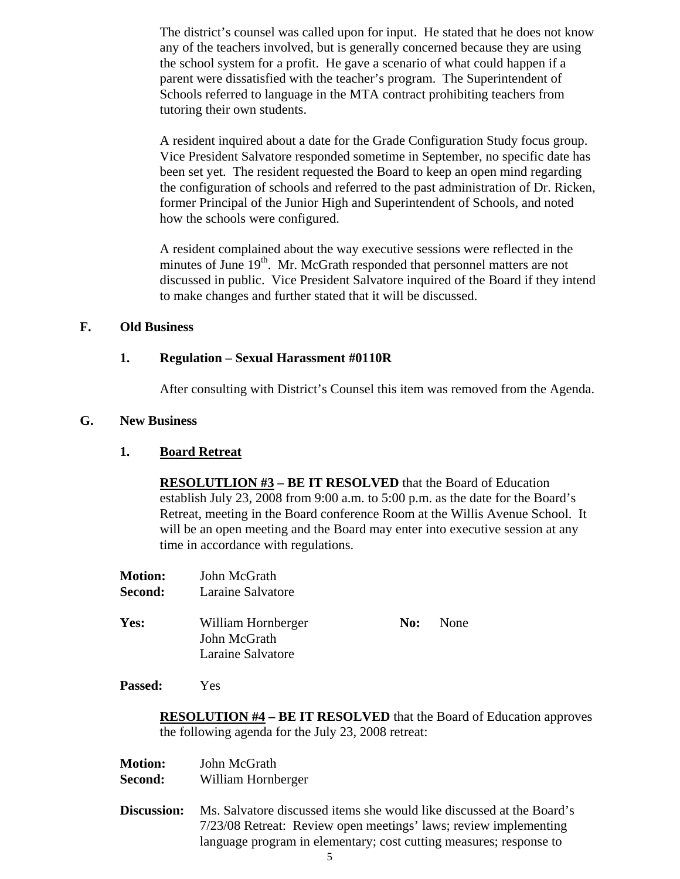The district's counsel was called upon for input. He stated that he does not know any of the teachers involved, but is generally concerned because they are using the school system for a profit. He gave a scenario of what could happen if a parent were dissatisfied with the teacher's program. The Superintendent of Schools referred to language in the MTA contract prohibiting teachers from tutoring their own students.

A resident inquired about a date for the Grade Configuration Study focus group. Vice President Salvatore responded sometime in September, no specific date has been set yet. The resident requested the Board to keep an open mind regarding the configuration of schools and referred to the past administration of Dr. Ricken, former Principal of the Junior High and Superintendent of Schools, and noted how the schools were configured.

A resident complained about the way executive sessions were reflected in the minutes of June 19th. Mr. McGrath responded that personnel matters are not discussed in public. Vice President Salvatore inquired of the Board if they intend to make changes and further stated that it will be discussed.

## F. Old Business

### 1. Regulation – Sexual Harassment #0110R

After consulting with District's Counsel this item was removed from the Agenda.

## G. New Business

### 1. Board Retreat

**RESOLUTLION #3 – BE IT RESOLVED** that the Board of Education establish July 23, 2008 from 9:00 a.m. to 5:00 p.m. as the date for the Board's Retreat, meeting in the Board conference Room at the Willis Avenue School. It will be an open meeting and the Board may enter into executive session at any time in accordance with regulations.

**Motion:** John McGrath
**Second:** Laraine Salvatore

**Yes:** William Hornberger, John McGrath, Laraine Salvatore
**No:** None

**Passed:** Yes

**RESOLUTION #4 – BE IT RESOLVED** that the Board of Education approves the following agenda for the July 23, 2008 retreat:

**Motion:** John McGrath
**Second:** William Hornberger

**Discussion:** Ms. Salvatore discussed items she would like discussed at the Board's 7/23/08 Retreat: Review open meetings' laws; review implementing language program in elementary; cost cutting measures; response to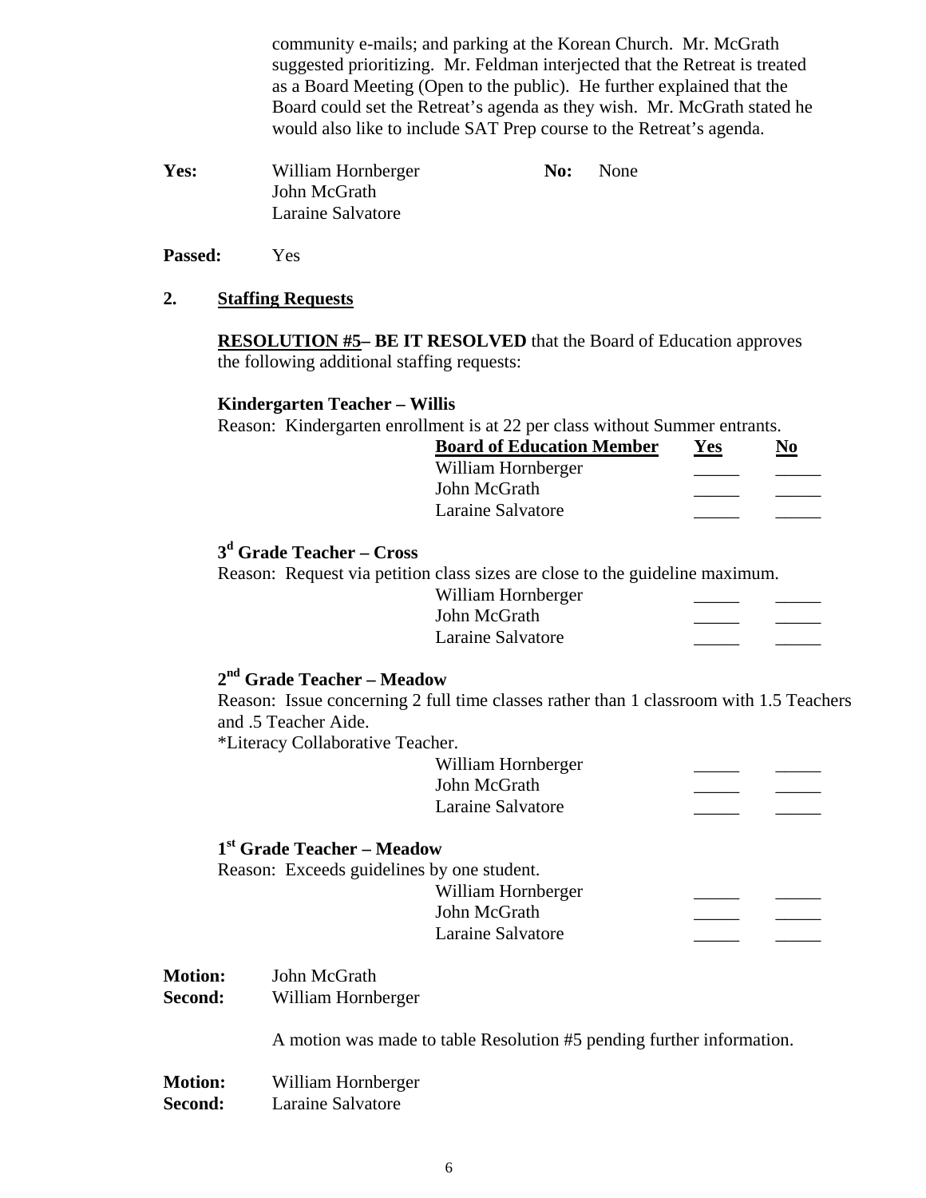community e-mails; and parking at the Korean Church. Mr. McGrath suggested prioritizing. Mr. Feldman interjected that the Retreat is treated as a Board Meeting (Open to the public). He further explained that the Board could set the Retreat's agenda as they wish. Mr. McGrath stated he would also like to include SAT Prep course to the Retreat's agenda.

**Yes:** William Hornberger
John McGrath
Laraine Salvatore

**No:** None

**Passed:** Yes

**2. Staffing Requests**

**RESOLUTION #5– BE IT RESOLVED** that the Board of Education approves the following additional staffing requests:

**Kindergarten Teacher – Willis**

Reason: Kindergarten enrollment is at 22 per class without Summer entrants.

| Board of Education Member | Yes | No |
|---|---|---|
| William Hornberger | _____ | _____ |
| John McGrath | _____ | _____ |
| Laraine Salvatore | _____ | _____ |

**3d Grade Teacher – Cross**

Reason: Request via petition class sizes are close to the guideline maximum.

| Board of Education Member | Yes | No |
|---|---|---|
| William Hornberger | _____ | _____ |
| John McGrath | _____ | _____ |
| Laraine Salvatore | _____ | _____ |

**2nd Grade Teacher – Meadow**

Reason: Issue concerning 2 full time classes rather than 1 classroom with 1.5 Teachers and .5 Teacher Aide.

*Literacy Collaborative Teacher.

| Board of Education Member | Yes | No |
|---|---|---|
| William Hornberger | _____ | _____ |
| John McGrath | _____ | _____ |
| Laraine Salvatore | _____ | _____ |

**1st Grade Teacher – Meadow**

Reason: Exceeds guidelines by one student.

| Board of Education Member | Yes | No |
|---|---|---|
| William Hornberger | _____ | _____ |
| John McGrath | _____ | _____ |
| Laraine Salvatore | _____ | _____ |

**Motion:** John McGrath
**Second:** William Hornberger

A motion was made to table Resolution #5 pending further information.

**Motion:** William Hornberger
**Second:** Laraine Salvatore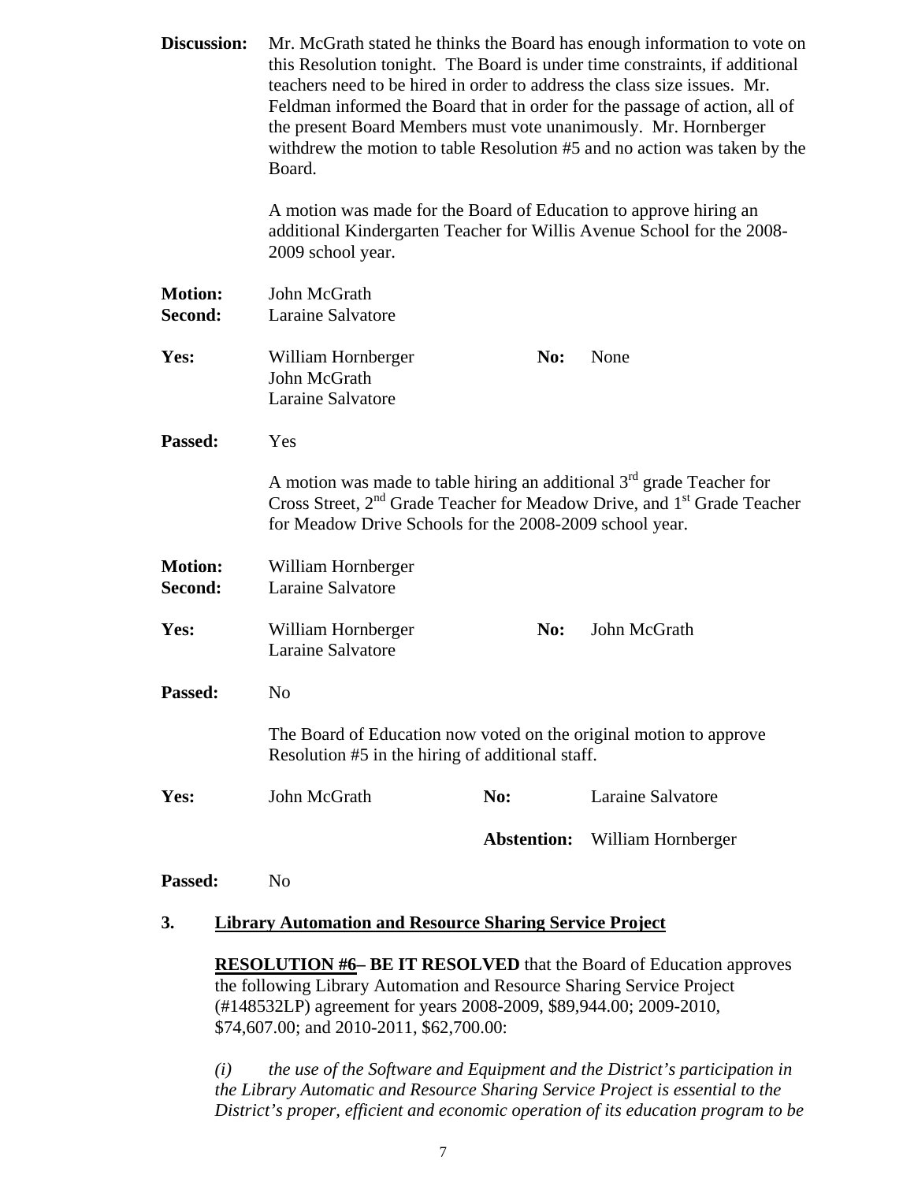**Discussion:** Mr. McGrath stated he thinks the Board has enough information to vote on this Resolution tonight. The Board is under time constraints, if additional teachers need to be hired in order to address the class size issues. Mr. Feldman informed the Board that in order for the passage of action, all of the present Board Members must vote unanimously. Mr. Hornberger withdrew the motion to table Resolution #5 and no action was taken by the Board.

A motion was made for the Board of Education to approve hiring an additional Kindergarten Teacher for Willis Avenue School for the 2008-2009 school year.

**Motion:** John McGrath
**Second:** Laraine Salvatore

**Yes:** William Hornberger, John McGrath, Laraine Salvatore
**No:** None

**Passed:** Yes

A motion was made to table hiring an additional 3rd grade Teacher for Cross Street, 2nd Grade Teacher for Meadow Drive, and 1st Grade Teacher for Meadow Drive Schools for the 2008-2009 school year.

**Motion:** William Hornberger
**Second:** Laraine Salvatore

**Yes:** William Hornberger, Laraine Salvatore
**No:** John McGrath

**Passed:** No

The Board of Education now voted on the original motion to approve Resolution #5 in the hiring of additional staff.

**Yes:** John McGrath
**No:** Laraine Salvatore
**Abstention:** William Hornberger

**Passed:** No

## 3. <u>Library Automation and Resource Sharing Service Project</u>

**<u>RESOLUTION #6</u>– BE IT RESOLVED** that the Board of Education approves the following Library Automation and Resource Sharing Service Project (#148532LP) agreement for years 2008-2009, $89,944.00; 2009-2010, $74,607.00; and 2010-2011, $62,700.00:

*(i) the use of the Software and Equipment and the District's participation in the Library Automatic and Resource Sharing Service Project is essential to the District's proper, efficient and economic operation of its education program to be*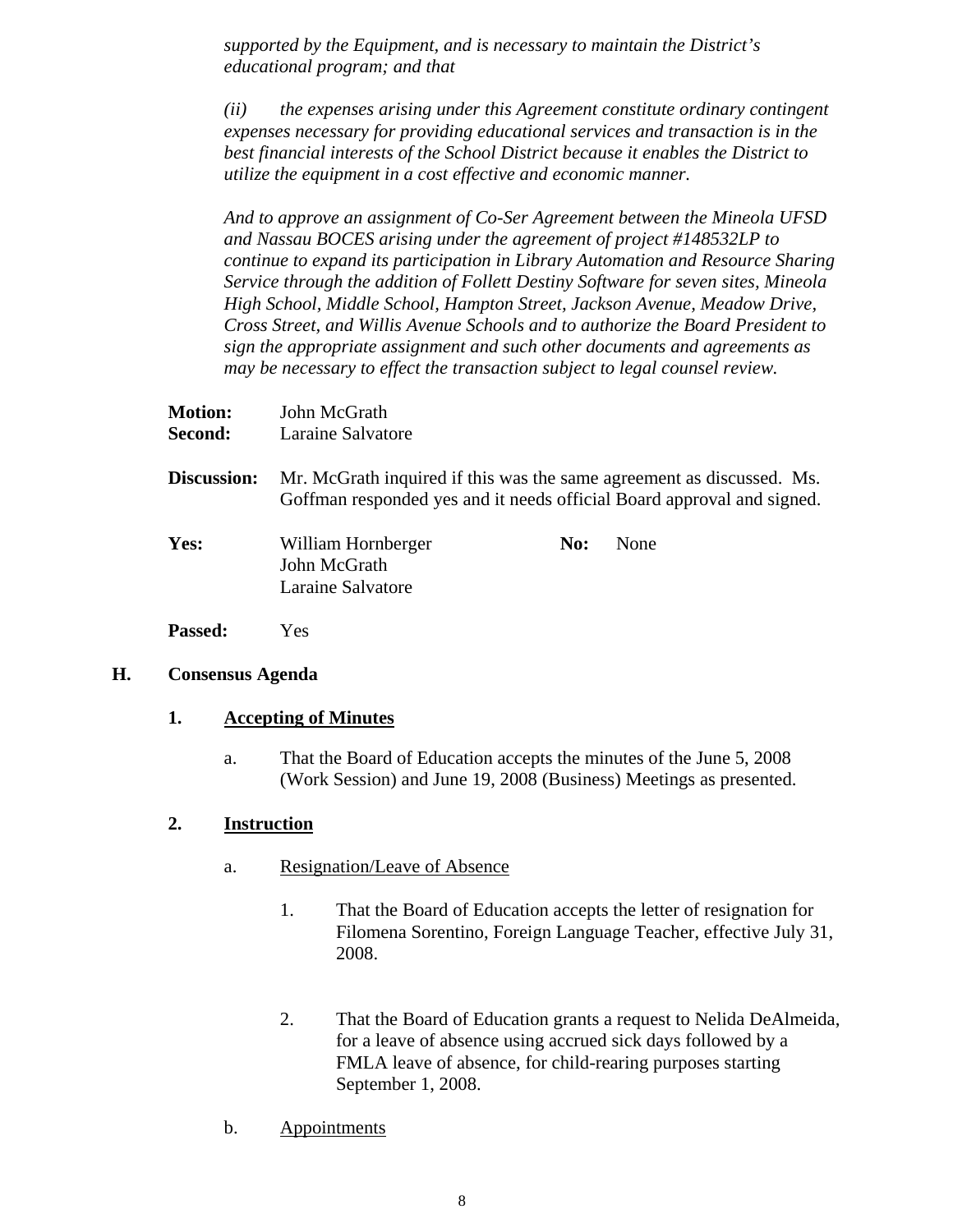*supported by the Equipment, and is necessary to maintain the District's educational program; and that*

*(ii) the expenses arising under this Agreement constitute ordinary contingent expenses necessary for providing educational services and transaction is in the best financial interests of the School District because it enables the District to utilize the equipment in a cost effective and economic manner.*

*And to approve an assignment of Co-Ser Agreement between the Mineola UFSD and Nassau BOCES arising under the agreement of project #148532LP to continue to expand its participation in Library Automation and Resource Sharing Service through the addition of Follett Destiny Software for seven sites, Mineola High School, Middle School, Hampton Street, Jackson Avenue, Meadow Drive, Cross Street, and Willis Avenue Schools and to authorize the Board President to sign the appropriate assignment and such other documents and agreements as may be necessary to effect the transaction subject to legal counsel review.*

**Motion:** John McGrath
**Second:** Laraine Salvatore

**Discussion:** Mr. McGrath inquired if this was the same agreement as discussed. Ms. Goffman responded yes and it needs official Board approval and signed.

**Yes:** William Hornberger, John McGrath, Laraine Salvatore
**No:** None

**Passed:** Yes

## H. Consensus Agenda

### 1. Accepting of Minutes

a. That the Board of Education accepts the minutes of the June 5, 2008 (Work Session) and June 19, 2008 (Business) Meetings as presented.

### 2. Instruction

a. Resignation/Leave of Absence

1. That the Board of Education accepts the letter of resignation for Filomena Sorentino, Foreign Language Teacher, effective July 31, 2008.

2. That the Board of Education grants a request to Nelida DeAlmeida, for a leave of absence using accrued sick days followed by a FMLA leave of absence, for child-rearing purposes starting September 1, 2008.

b. Appointments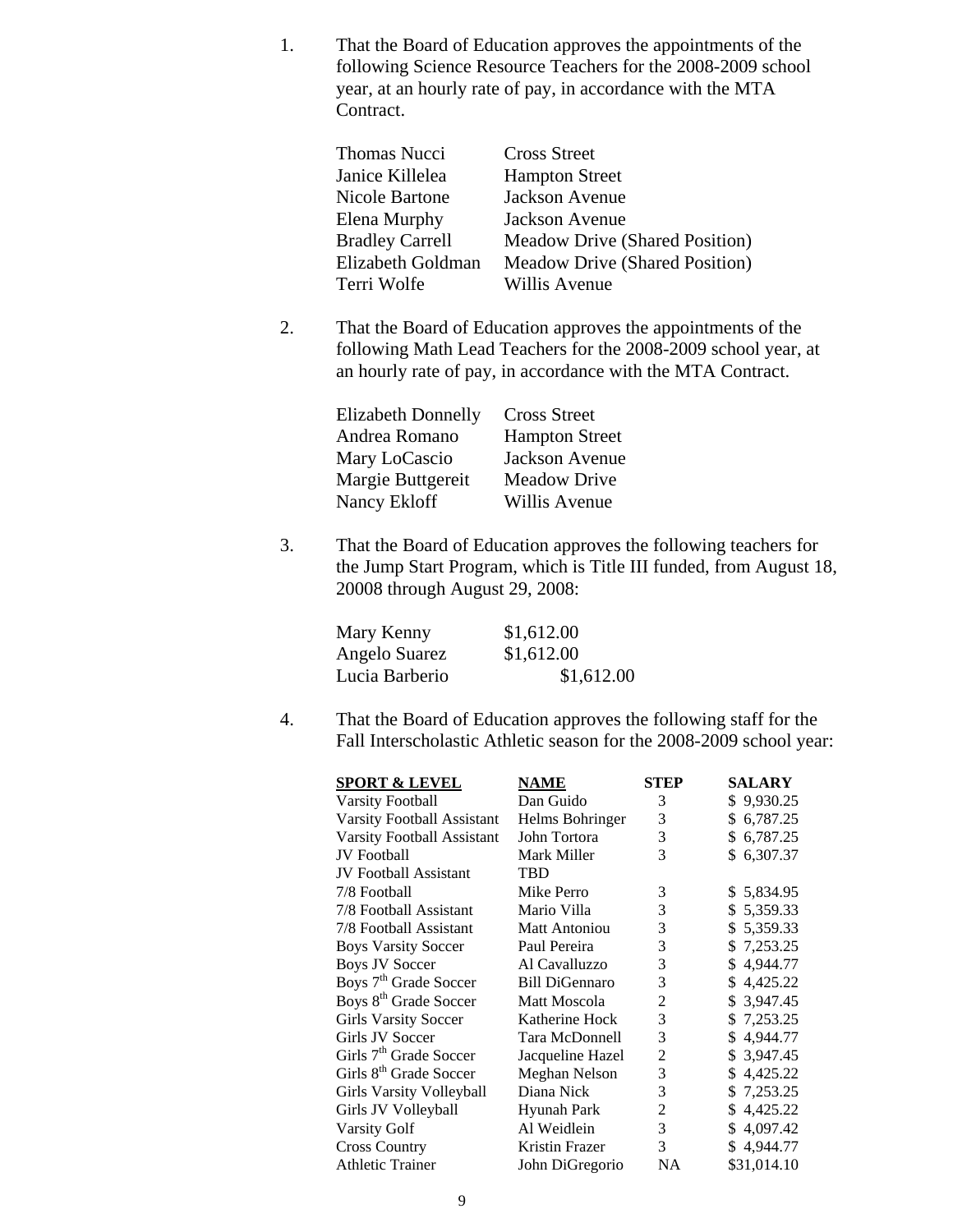1. That the Board of Education approves the appointments of the following Science Resource Teachers for the 2008-2009 school year, at an hourly rate of pay, in accordance with the MTA Contract.

| | |
|---|---|
| Thomas Nucci | Cross Street |
| Janice Killelea | Hampton Street |
| Nicole Bartone | Jackson Avenue |
| Elena Murphy | Jackson Avenue |
| Bradley Carrell | Meadow Drive (Shared Position) |
| Elizabeth Goldman | Meadow Drive (Shared Position) |
| Terri Wolfe | Willis Avenue |

2. That the Board of Education approves the appointments of the following Math Lead Teachers for the 2008-2009 school year, at an hourly rate of pay, in accordance with the MTA Contract.

| | |
|---|---|
| Elizabeth Donnelly | Cross Street |
| Andrea Romano | Hampton Street |
| Mary LoCascio | Jackson Avenue |
| Margie Buttgereit | Meadow Drive |
| Nancy Ekloff | Willis Avenue |

3. That the Board of Education approves the following teachers for the Jump Start Program, which is Title III funded, from August 18, 20008 through August 29, 2008:

| | |
|---|---|
| Mary Kenny | $1,612.00 |
| Angelo Suarez | $1,612.00 |
| Lucia Barberio | $1,612.00 |

4. That the Board of Education approves the following staff for the Fall Interscholastic Athletic season for the 2008-2009 school year:

| SPORT & LEVEL | NAME | STEP | SALARY |
|---|---|---|---|
| Varsity Football | Dan Guido | 3 | $ 9,930.25 |
| Varsity Football Assistant | Helms Bohringer | 3 | $ 6,787.25 |
| Varsity Football Assistant | John Tortora | 3 | $ 6,787.25 |
| JV Football | Mark Miller | 3 | $ 6,307.37 |
| JV Football Assistant | TBD | | |
| 7/8 Football | Mike Perro | 3 | $ 5,834.95 |
| 7/8 Football Assistant | Mario Villa | 3 | $ 5,359.33 |
| 7/8 Football Assistant | Matt Antoniou | 3 | $ 5,359.33 |
| Boys Varsity Soccer | Paul Pereira | 3 | $ 7,253.25 |
| Boys JV Soccer | Al Cavalluzzo | 3 | $ 4,944.77 |
| Boys 7th Grade Soccer | Bill DiGennaro | 3 | $ 4,425.22 |
| Boys 8th Grade Soccer | Matt Moscola | 2 | $ 3,947.45 |
| Girls Varsity Soccer | Katherine Hock | 3 | $ 7,253.25 |
| Girls JV Soccer | Tara McDonnell | 3 | $ 4,944.77 |
| Girls 7th Grade Soccer | Jacqueline Hazel | 2 | $ 3,947.45 |
| Girls 8th Grade Soccer | Meghan Nelson | 3 | $ 4,425.22 |
| Girls Varsity Volleyball | Diana Nick | 3 | $ 7,253.25 |
| Girls JV Volleyball | Hyunah Park | 2 | $ 4,425.22 |
| Varsity Golf | Al Weidlein | 3 | $ 4,097.42 |
| Cross Country | Kristin Frazer | 3 | $ 4,944.77 |
| Athletic Trainer | John DiGregorio | NA | $31,014.10 |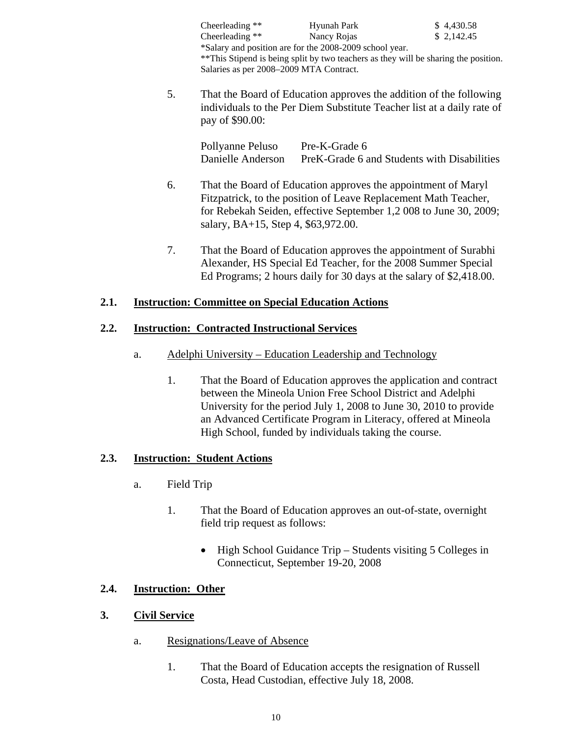| | | |
|---|---|---|
| Cheerleading ** | Hyunah Park | $ 4,430.58 |
| Cheerleading ** | Nancy Rojas | $ 2,142.45 |

*Salary and position are for the 2008-2009 school year.
**This Stipend is being split by two teachers as they will be sharing the position.
Salaries as per 2008–2009 MTA Contract.

5. That the Board of Education approves the addition of the following individuals to the Per Diem Substitute Teacher list at a daily rate of pay of $90.00:

| | |
|---|---|
| Pollyanne Peluso | Pre-K-Grade 6 |
| Danielle Anderson | PreK-Grade 6 and Students with Disabilities |

6. That the Board of Education approves the appointment of Maryl Fitzpatrick, to the position of Leave Replacement Math Teacher, for Rebekah Seiden, effective September 1,2 008 to June 30, 2009; salary, BA+15, Step 4, $63,972.00.

7. That the Board of Education approves the appointment of Surabhi Alexander, HS Special Ed Teacher, for the 2008 Summer Special Ed Programs; 2 hours daily for 30 days at the salary of $2,418.00.

**2.1. Instruction: Committee on Special Education Actions**

**2.2. Instruction: Contracted Instructional Services**

a. Adelphi University – Education Leadership and Technology

1. That the Board of Education approves the application and contract between the Mineola Union Free School District and Adelphi University for the period July 1, 2008 to June 30, 2010 to provide an Advanced Certificate Program in Literacy, offered at Mineola High School, funded by individuals taking the course.

**2.3. Instruction: Student Actions**

a. Field Trip

1. That the Board of Education approves an out-of-state, overnight field trip request as follows:

   - High School Guidance Trip – Students visiting 5 Colleges in Connecticut, September 19-20, 2008

**2.4. Instruction: Other**

**3. Civil Service**

a. Resignations/Leave of Absence

1. That the Board of Education accepts the resignation of Russell Costa, Head Custodian, effective July 18, 2008.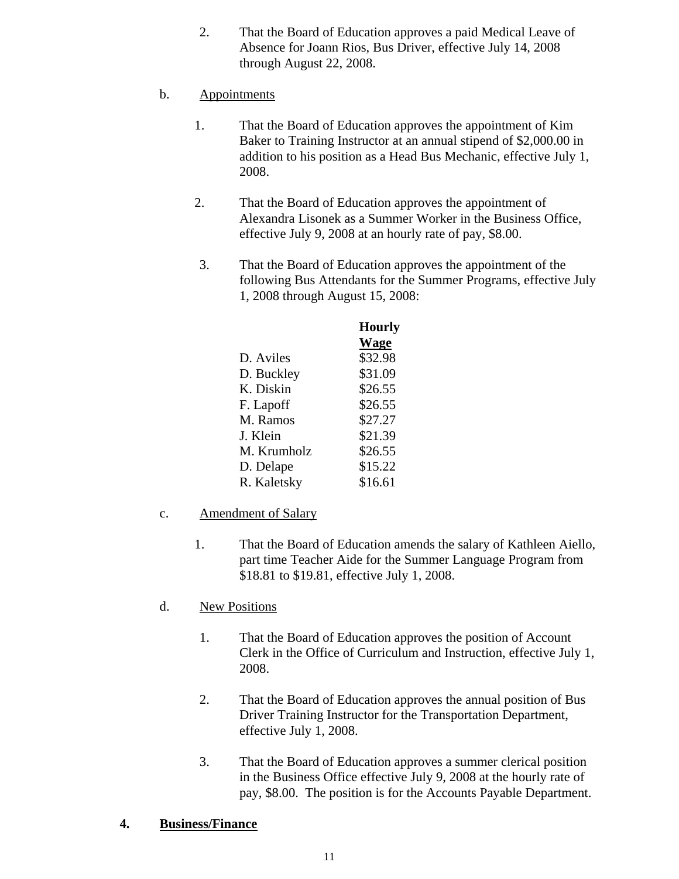2. That the Board of Education approves a paid Medical Leave of Absence for Joann Rios, Bus Driver, effective July 14, 2008 through August 22, 2008.

b. <u>Appointments</u>

1. That the Board of Education approves the appointment of Kim Baker to Training Instructor at an annual stipend of $2,000.00 in addition to his position as a Head Bus Mechanic, effective July 1, 2008.

2. That the Board of Education approves the appointment of Alexandra Lisonek as a Summer Worker in the Business Office, effective July 9, 2008 at an hourly rate of pay, $8.00.

3. That the Board of Education approves the appointment of the following Bus Attendants for the Summer Programs, effective July 1, 2008 through August 15, 2008:

| | Hourly Wage |
|---|---|
| D. Aviles | $32.98 |
| D. Buckley | $31.09 |
| K. Diskin | $26.55 |
| F. Lapoff | $26.55 |
| M. Ramos | $27.27 |
| J. Klein | $21.39 |
| M. Krumholz | $26.55 |
| D. Delape | $15.22 |
| R. Kaletsky | $16.61 |

c. <u>Amendment of Salary</u>

1. That the Board of Education amends the salary of Kathleen Aiello, part time Teacher Aide for the Summer Language Program from $18.81 to $19.81, effective July 1, 2008.

d. <u>New Positions</u>

1. That the Board of Education approves the position of Account Clerk in the Office of Curriculum and Instruction, effective July 1, 2008.

2. That the Board of Education approves the annual position of Bus Driver Training Instructor for the Transportation Department, effective July 1, 2008.

3. That the Board of Education approves a summer clerical position in the Business Office effective July 9, 2008 at the hourly rate of pay, $8.00. The position is for the Accounts Payable Department.

**4. <u>Business/Finance</u>**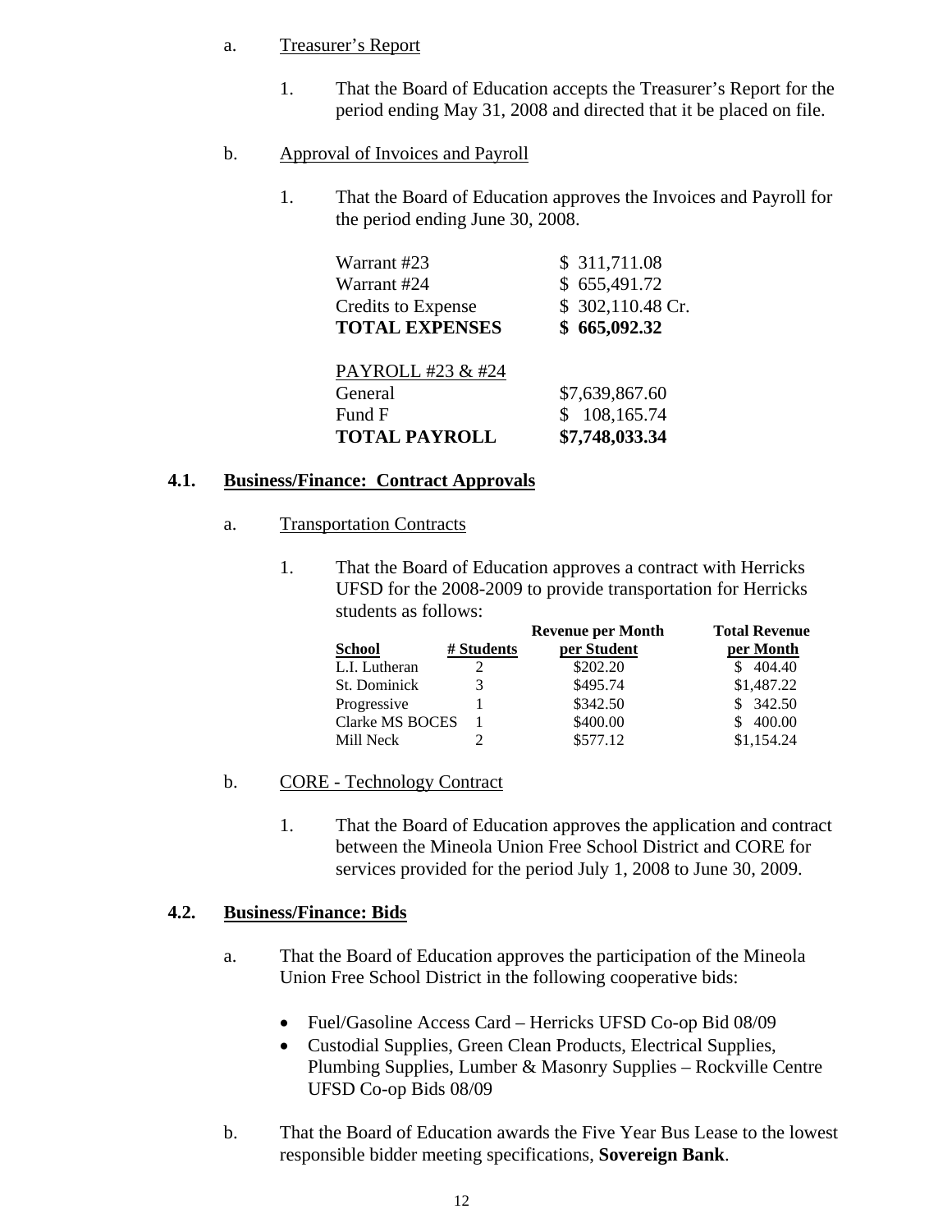a. Treasurer's Report

1. That the Board of Education accepts the Treasurer's Report for the period ending May 31, 2008 and directed that it be placed on file.

b. Approval of Invoices and Payroll

1. That the Board of Education approves the Invoices and Payroll for the period ending June 30, 2008.

| | |
|---|---|
| Warrant #23 | $ 311,711.08 |
| Warrant #24 | $ 655,491.72 |
| Credits to Expense | $ 302,110.48 Cr. |
| **TOTAL EXPENSES** | **$ 665,092.32** |
| | |
| PAYROLL #23 & #24 | |
| General | $7,639,867.60 |
| Fund F | $ 108,165.74 |
| **TOTAL PAYROLL** | **$7,748,033.34** |

## 4.1. Business/Finance: Contract Approvals

a. Transportation Contracts

1. That the Board of Education approves a contract with Herricks UFSD for the 2008-2009 to provide transportation for Herricks students as follows:

| School | # Students | Revenue per Month per Student | Total Revenue per Month |
|---|---|---|---|
| L.I. Lutheran | 2 | $202.20 | $ 404.40 |
| St. Dominick | 3 | $495.74 | $1,487.22 |
| Progressive | 1 | $342.50 | $ 342.50 |
| Clarke MS BOCES | 1 | $400.00 | $ 400.00 |
| Mill Neck | 2 | $577.12 | $1,154.24 |

b. CORE - Technology Contract

1. That the Board of Education approves the application and contract between the Mineola Union Free School District and CORE for services provided for the period July 1, 2008 to June 30, 2009.

## 4.2. Business/Finance: Bids

a. That the Board of Education approves the participation of the Mineola Union Free School District in the following cooperative bids:

- Fuel/Gasoline Access Card – Herricks UFSD Co-op Bid 08/09
- Custodial Supplies, Green Clean Products, Electrical Supplies, Plumbing Supplies, Lumber & Masonry Supplies – Rockville Centre UFSD Co-op Bids 08/09

b. That the Board of Education awards the Five Year Bus Lease to the lowest responsible bidder meeting specifications, **Sovereign Bank**.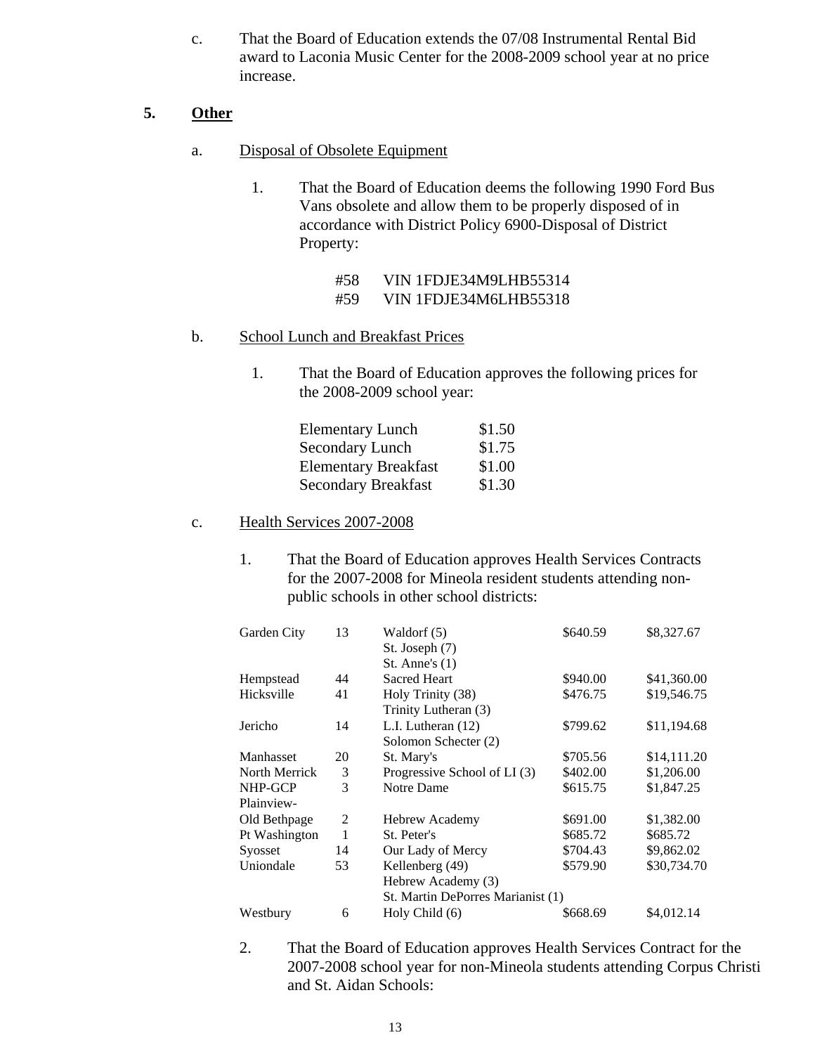c. That the Board of Education extends the 07/08 Instrumental Rental Bid award to Laconia Music Center for the 2008-2009 school year at no price increase.

## 5. Other

a. Disposal of Obsolete Equipment

1. That the Board of Education deems the following 1990 Ford Bus Vans obsolete and allow them to be properly disposed of in accordance with District Policy 6900-Disposal of District Property:

   #58 VIN 1FDJE34M9LHB55314
   #59 VIN 1FDJE34M6LHB55318

b. School Lunch and Breakfast Prices

1. That the Board of Education approves the following prices for the 2008-2009 school year:

| | |
|---|---|
| Elementary Lunch | $1.50 |
| Secondary Lunch | $1.75 |
| Elementary Breakfast | $1.00 |
| Secondary Breakfast | $1.30 |

c. Health Services 2007-2008

1. That the Board of Education approves Health Services Contracts for the 2007-2008 for Mineola resident students attending non-public schools in other school districts:

| | | | | |
|---|---|---|---|---|
| Garden City | 13 | Waldorf (5)<br>St. Joseph (7)<br>St. Anne's (1) | $640.59 | $8,327.67 |
| Hempstead | 44 | Sacred Heart | $940.00 | $41,360.00 |
| Hicksville | 41 | Holy Trinity (38)<br>Trinity Lutheran (3) | $476.75 | $19,546.75 |
| Jericho | 14 | L.I. Lutheran (12)<br>Solomon Schecter (2) | $799.62 | $11,194.68 |
| Manhasset | 20 | St. Mary's | $705.56 | $14,111.20 |
| North Merrick | 3 | Progressive School of LI (3) | $402.00 | $1,206.00 |
| NHP-GCP | 3 | Notre Dame | $615.75 | $1,847.25 |
| Plainview-Old Bethpage | 2 | Hebrew Academy | $691.00 | $1,382.00 |
| Pt Washington | 1 | St. Peter's | $685.72 | $685.72 |
| Syosset | 14 | Our Lady of Mercy | $704.43 | $9,862.02 |
| Uniondale | 53 | Kellenberg (49)<br>Hebrew Academy (3)<br>St. Martin DePorres Marianist (1) | $579.90 | $30,734.70 |
| Westbury | 6 | Holy Child (6) | $668.69 | $4,012.14 |

2. That the Board of Education approves Health Services Contract for the 2007-2008 school year for non-Mineola students attending Corpus Christi and St. Aidan Schools: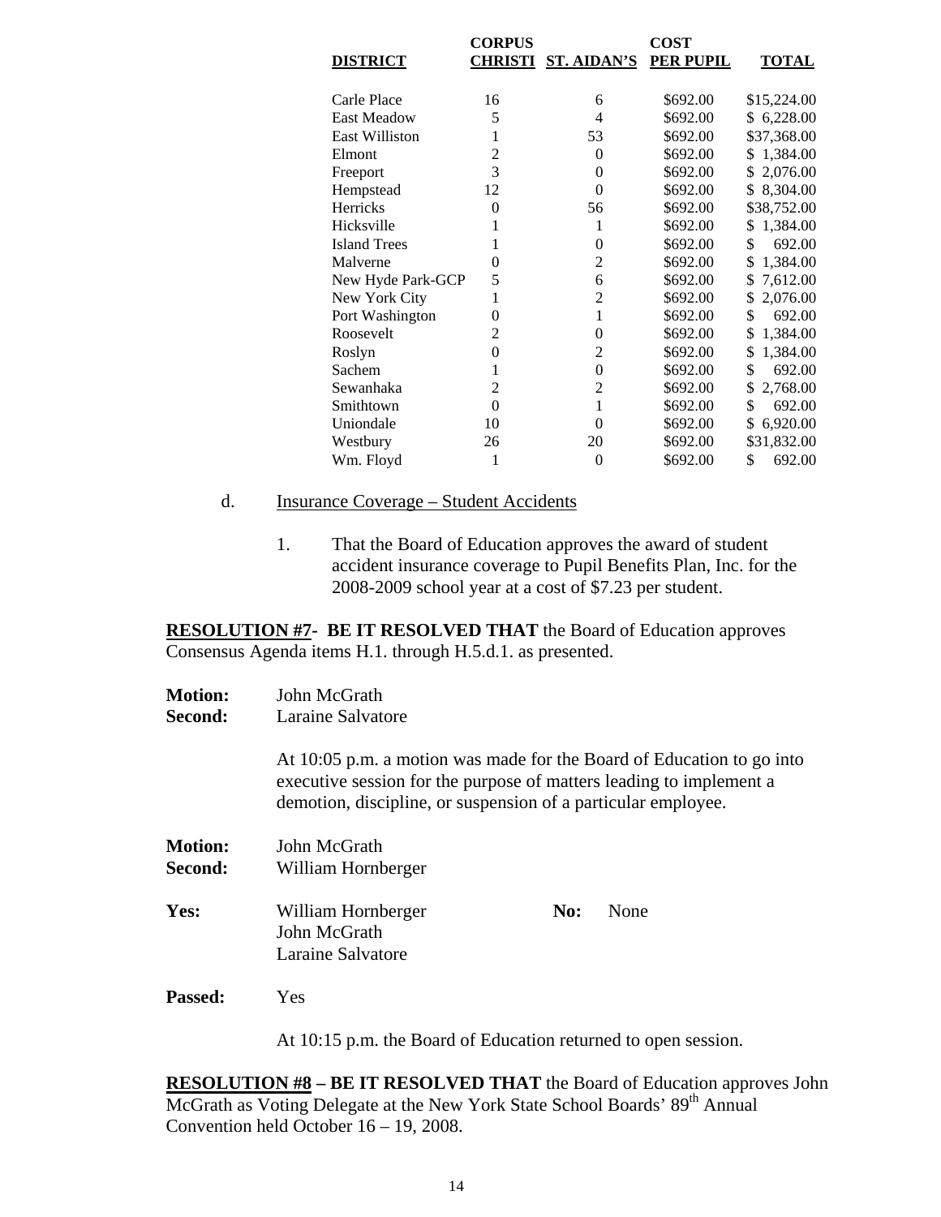| DISTRICT | CORPUS CHRISTI | ST. AIDAN'S | COST PER PUPIL | TOTAL |
|---|---|---|---|---|
| Carle Place | 16 | 6 | $692.00 | $15,224.00 |
| East Meadow | 5 | 4 | $692.00 | $ 6,228.00 |
| East Williston | 1 | 53 | $692.00 | $37,368.00 |
| Elmont | 2 | 0 | $692.00 | $ 1,384.00 |
| Freeport | 3 | 0 | $692.00 | $ 2,076.00 |
| Hempstead | 12 | 0 | $692.00 | $ 8,304.00 |
| Herricks | 0 | 56 | $692.00 | $38,752.00 |
| Hicksville | 1 | 1 | $692.00 | $ 1,384.00 |
| Island Trees | 1 | 0 | $692.00 | $ 692.00 |
| Malverne | 0 | 2 | $692.00 | $ 1,384.00 |
| New Hyde Park-GCP | 5 | 6 | $692.00 | $ 7,612.00 |
| New York City | 1 | 2 | $692.00 | $ 2,076.00 |
| Port Washington | 0 | 1 | $692.00 | $ 692.00 |
| Roosevelt | 2 | 0 | $692.00 | $ 1,384.00 |
| Roslyn | 0 | 2 | $692.00 | $ 1,384.00 |
| Sachem | 1 | 0 | $692.00 | $ 692.00 |
| Sewanhaka | 2 | 2 | $692.00 | $ 2,768.00 |
| Smithtown | 0 | 1 | $692.00 | $ 692.00 |
| Uniondale | 10 | 0 | $692.00 | $ 6,920.00 |
| Westbury | 26 | 20 | $692.00 | $31,832.00 |
| Wm. Floyd | 1 | 0 | $692.00 | $ 692.00 |

d. Insurance Coverage – Student Accidents

1. That the Board of Education approves the award of student accident insurance coverage to Pupil Benefits Plan, Inc. for the 2008-2009 school year at a cost of $7.23 per student.

**RESOLUTION #7- BE IT RESOLVED THAT** the Board of Education approves Consensus Agenda items H.1. through H.5.d.1. as presented.

**Motion:** John McGrath
**Second:** Laraine Salvatore

At 10:05 p.m. a motion was made for the Board of Education to go into executive session for the purpose of matters leading to implement a demotion, discipline, or suspension of a particular employee.

**Motion:** John McGrath
**Second:** William Hornberger

**Yes:** William Hornberger, John McGrath, Laraine Salvatore
**No:** None

**Passed:** Yes

At 10:15 p.m. the Board of Education returned to open session.

**RESOLUTION #8 – BE IT RESOLVED THAT** the Board of Education approves John McGrath as Voting Delegate at the New York State School Boards' 89th Annual Convention held October 16 – 19, 2008.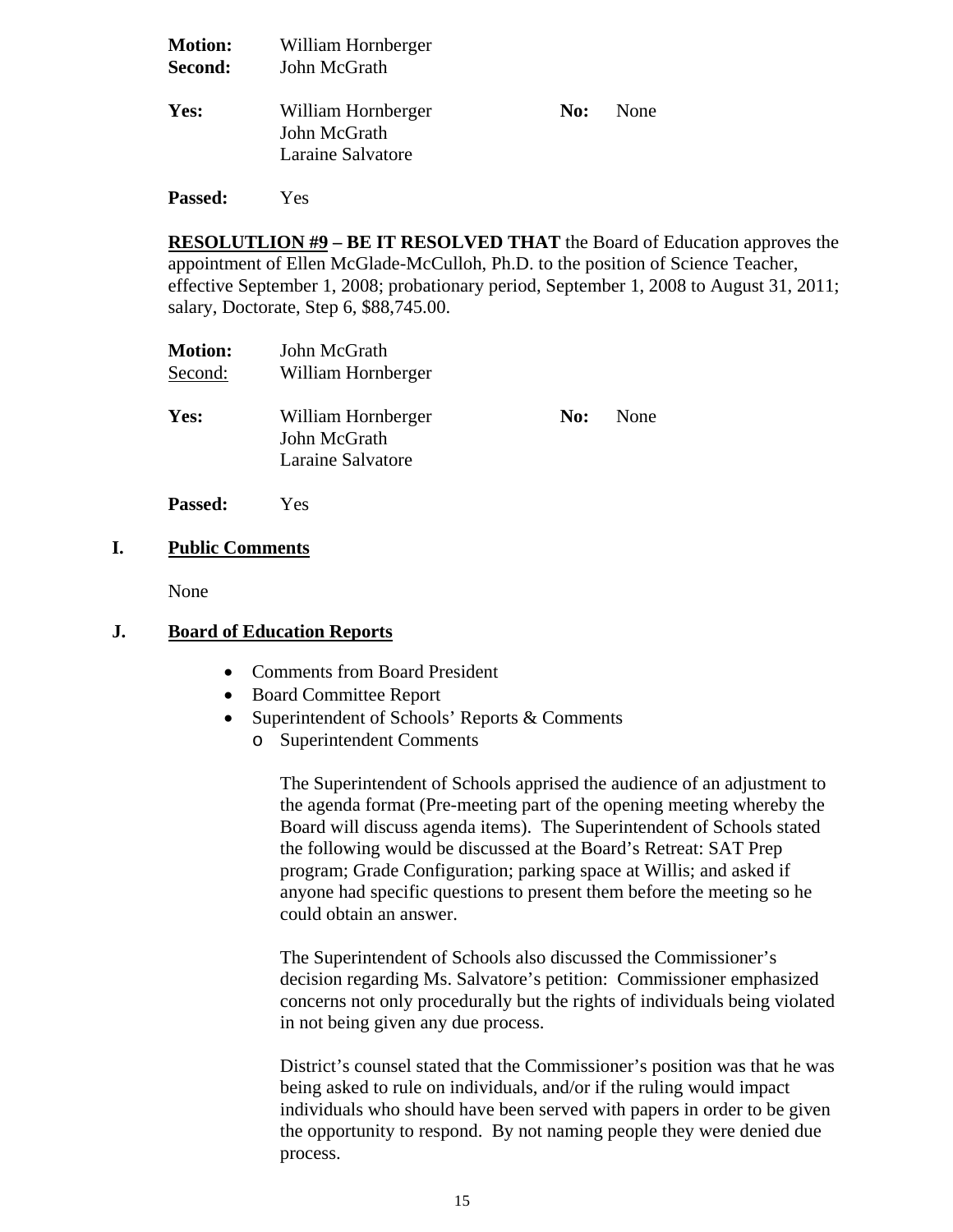**Motion:** William Hornberger
**Second:** John McGrath

**Yes:** William Hornberger
John McGrath
Laraine Salvatore

**No:** None

**Passed:** Yes

**RESOLUTLION #9** – **BE IT RESOLVED THAT** the Board of Education approves the appointment of Ellen McGlade-McCulloh, Ph.D. to the position of Science Teacher, effective September 1, 2008; probationary period, September 1, 2008 to August 31, 2011; salary, Doctorate, Step 6, $88,745.00.

**Motion:** John McGrath
Second: William Hornberger

**Yes:** William Hornberger
John McGrath
Laraine Salvatore

**No:** None

**Passed:** Yes

## I. Public Comments

None

## J. Board of Education Reports

- Comments from Board President
- Board Committee Report
- Superintendent of Schools' Reports & Comments
  - Superintendent Comments

    The Superintendent of Schools apprised the audience of an adjustment to the agenda format (Pre-meeting part of the opening meeting whereby the Board will discuss agenda items). The Superintendent of Schools stated the following would be discussed at the Board's Retreat: SAT Prep program; Grade Configuration; parking space at Willis; and asked if anyone had specific questions to present them before the meeting so he could obtain an answer.

    The Superintendent of Schools also discussed the Commissioner's decision regarding Ms. Salvatore's petition: Commissioner emphasized concerns not only procedurally but the rights of individuals being violated in not being given any due process.

    District's counsel stated that the Commissioner's position was that he was being asked to rule on individuals, and/or if the ruling would impact individuals who should have been served with papers in order to be given the opportunity to respond. By not naming people they were denied due process.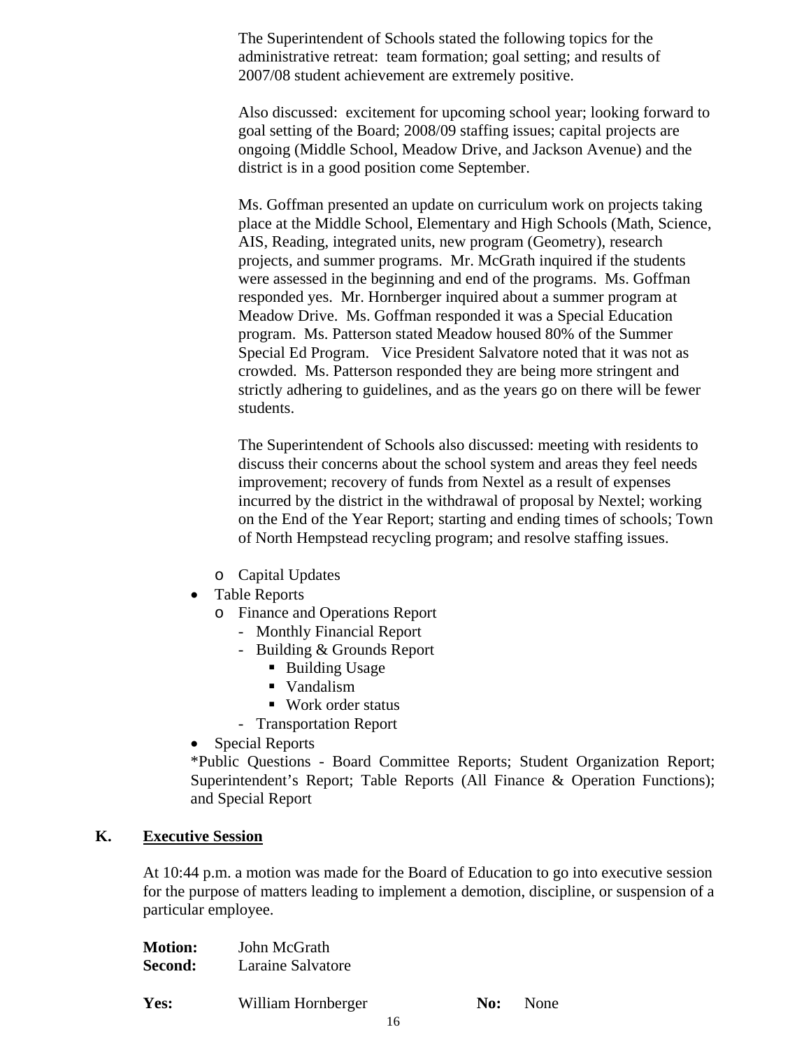The Superintendent of Schools stated the following topics for the administrative retreat: team formation; goal setting; and results of 2007/08 student achievement are extremely positive.

Also discussed: excitement for upcoming school year; looking forward to goal setting of the Board; 2008/09 staffing issues; capital projects are ongoing (Middle School, Meadow Drive, and Jackson Avenue) and the district is in a good position come September.

Ms. Goffman presented an update on curriculum work on projects taking place at the Middle School, Elementary and High Schools (Math, Science, AIS, Reading, integrated units, new program (Geometry), research projects, and summer programs. Mr. McGrath inquired if the students were assessed in the beginning and end of the programs. Ms. Goffman responded yes. Mr. Hornberger inquired about a summer program at Meadow Drive. Ms. Goffman responded it was a Special Education program. Ms. Patterson stated Meadow housed 80% of the Summer Special Ed Program. Vice President Salvatore noted that it was not as crowded. Ms. Patterson responded they are being more stringent and strictly adhering to guidelines, and as the years go on there will be fewer students.

The Superintendent of Schools also discussed: meeting with residents to discuss their concerns about the school system and areas they feel needs improvement; recovery of funds from Nextel as a result of expenses incurred by the district in the withdrawal of proposal by Nextel; working on the End of the Year Report; starting and ending times of schools; Town of North Hempstead recycling program; and resolve staffing issues.

- Capital Updates
- Table Reports
  - Finance and Operations Report
    - Monthly Financial Report
    - Building & Grounds Report
      - Building Usage
      - Vandalism
      - Work order status
    - Transportation Report
- Special Reports

*Public Questions - Board Committee Reports; Student Organization Report; Superintendent's Report; Table Reports (All Finance & Operation Functions); and Special Report

## K. Executive Session

At 10:44 p.m. a motion was made for the Board of Education to go into executive session for the purpose of matters leading to implement a demotion, discipline, or suspension of a particular employee.

**Motion:** John McGrath
**Second:** Laraine Salvatore

**Yes:** William Hornberger **No:** None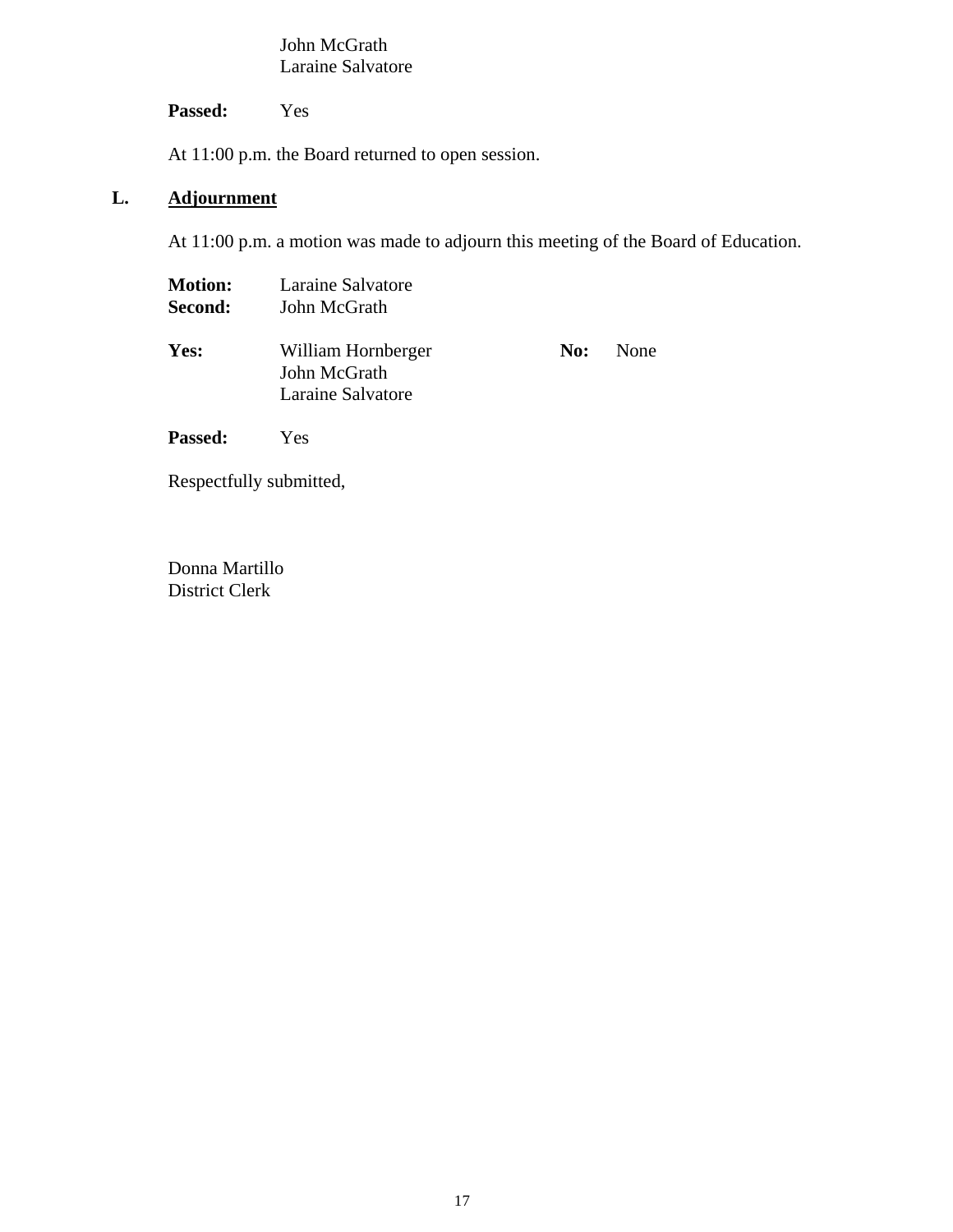John McGrath
Laraine Salvatore

**Passed:** Yes

At 11:00 p.m. the Board returned to open session.

## L. Adjournment

At 11:00 p.m. a motion was made to adjourn this meeting of the Board of Education.

**Motion:** Laraine Salvatore
**Second:** John McGrath

**Yes:** William Hornberger
John McGrath
Laraine Salvatore

**No:** None

**Passed:** Yes

Respectfully submitted,

Donna Martillo
District Clerk